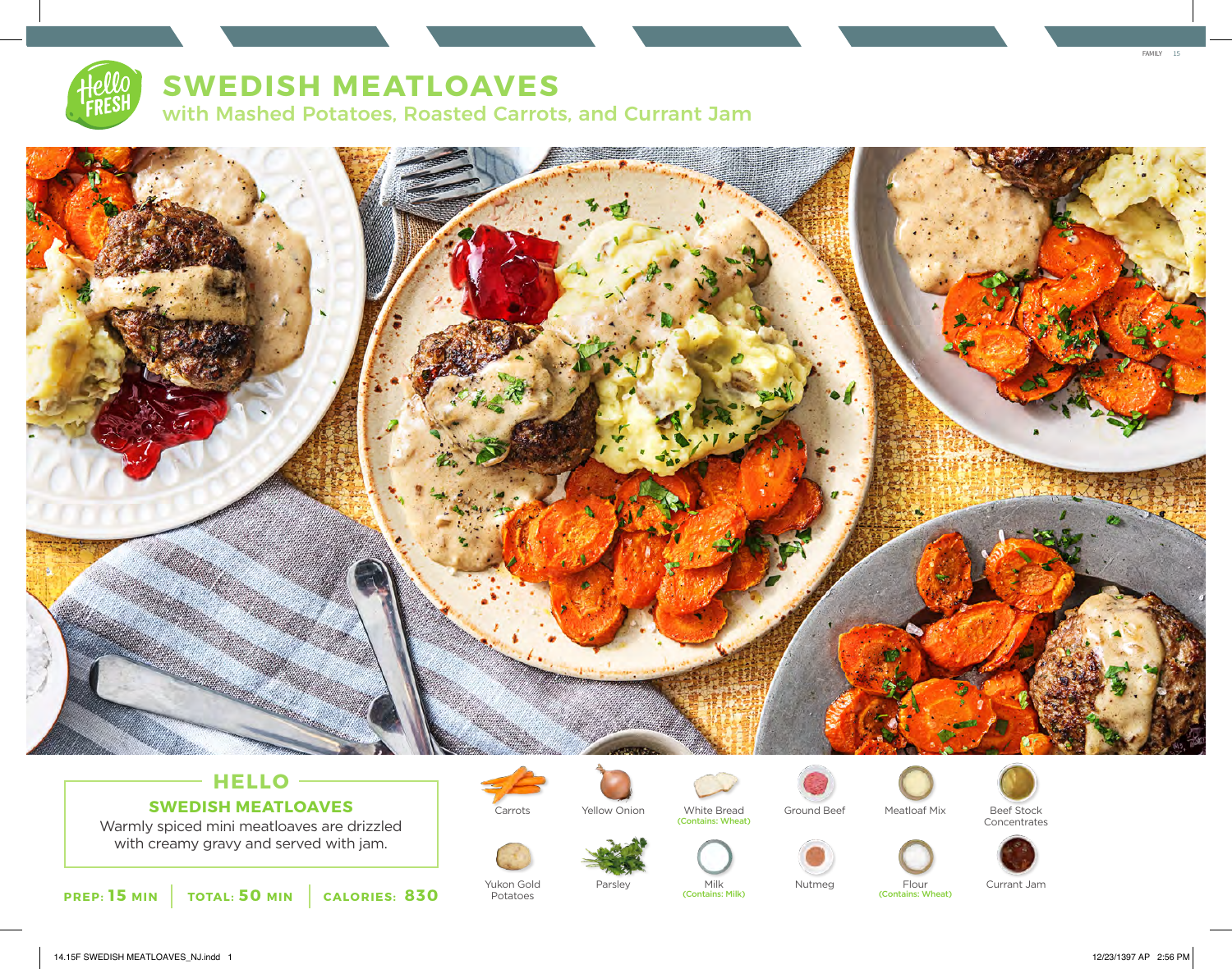# SWEDISH MEATLOAVES

## with Mashed Potatoes, Roasted Carrots, and Currant Jam

### HELLO

**SWEDISH MEATLOAVES**

Warmly spiced mini meatloaves are drizzled with creamy gravy and served with jam.

**PREP: 15 MIN** | **TOTAL: 50 MIN** | **CALORIES: 830**

- Carrots
- Yellow Onion
- White Bread (Contains: Wheat)
- Ground Beef
- Meatloaf Mix
- Beef Stock Concentrates
- Yukon Gold Potatoes
- Parsley
- Milk (Contains: Milk)
- Nutmeg
- Flour (Contains: Wheat)
- Currant Jam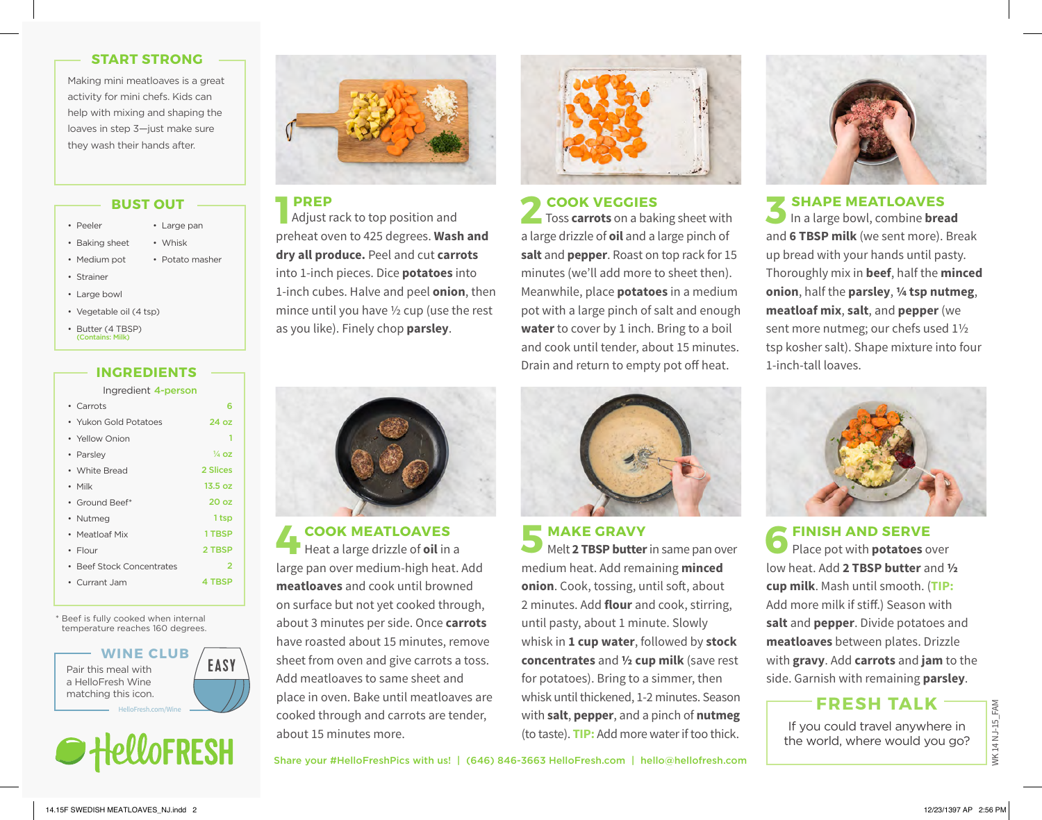## START STRONG

Making mini meatloaves is a great activity for mini chefs. Kids can help with mixing and shaping the loaves in step 3—just make sure they wash their hands after.

## BUST OUT

- Peeler
- Baking sheet
- Medium pot
- Strainer
- Large bowl
- Vegetable oil (4 tsp)
- Butter (4 TBSP) (Contains: Milk)
- Large pan
- Whisk
- Potato masher

## INGREDIENTS

| Ingredient | 4-person |
|---|---|
| Carrots | 6 |
| Yukon Gold Potatoes | 24 oz |
| Yellow Onion | 1 |
| Parsley | ¼ oz |
| White Bread | 2 Slices |
| Milk | 13.5 oz |
| Ground Beef* | 20 oz |
| Nutmeg | 1 tsp |
| Meatloaf Mix | 1 TBSP |
| Flour | 2 TBSP |
| Beef Stock Concentrates | 2 |
| Currant Jam | 4 TBSP |

* Beef is fully cooked when internal temperature reaches 160 degrees.

## WINE CLUB

Pair this meal with a HelloFresh Wine matching this icon.

EASY

HelloFresh.com/Wine

HelloFRESH

## 1 PREP

Adjust rack to top position and preheat oven to 425 degrees. **Wash and dry all produce.** Peel and cut **carrots** into 1-inch pieces. Dice **potatoes** into 1-inch cubes. Halve and peel **onion**, then mince until you have ½ cup (use the rest as you like). Finely chop **parsley**.

## 2 COOK VEGGIES

Toss **carrots** on a baking sheet with a large drizzle of **oil** and a large pinch of **salt** and **pepper**. Roast on top rack for 15 minutes (we'll add more to sheet then). Meanwhile, place **potatoes** in a medium pot with a large pinch of salt and enough **water** to cover by 1 inch. Bring to a boil and cook until tender, about 15 minutes. Drain and return to empty pot off heat.

## 3 SHAPE MEATLOAVES

In a large bowl, combine **bread** and **6 TBSP milk** (we sent more). Break up bread with your hands until pasty. Thoroughly mix in **beef**, half the **minced onion**, half the **parsley**, **¼ tsp nutmeg**, **meatloaf mix**, **salt**, and **pepper** (we sent more nutmeg; our chefs used 1½ tsp kosher salt). Shape mixture into four 1-inch-tall loaves.

## 4 COOK MEATLOAVES

Heat a large drizzle of **oil** in a large pan over medium-high heat. Add **meatloaves** and cook until browned on surface but not yet cooked through, about 3 minutes per side. Once **carrots** have roasted about 15 minutes, remove sheet from oven and give carrots a toss. Add meatloaves to same sheet and place in oven. Bake until meatloaves are cooked through and carrots are tender, about 15 minutes more.

## 5 MAKE GRAVY

Melt **2 TBSP butter** in same pan over medium heat. Add remaining **minced onion**. Cook, tossing, until soft, about 2 minutes. Add **flour** and cook, stirring, until pasty, about 1 minute. Slowly whisk in **1 cup water**, followed by **stock concentrates** and **½ cup milk** (save rest for potatoes). Bring to a simmer, then whisk until thickened, 1-2 minutes. Season with **salt**, **pepper**, and a pinch of **nutmeg** (to taste). **TIP:** Add more water if too thick.

## 6 FINISH AND SERVE

Place pot with **potatoes** over low heat. Add **2 TBSP butter** and **½ cup milk**. Mash until smooth. (**TIP:** Add more milk if stiff.) Season with **salt** and **pepper**. Divide potatoes and **meatloaves** between plates. Drizzle with **gravy**. Add **carrots** and **jam** to the side. Garnish with remaining **parsley**.

## FRESH TALK

If you could travel anywhere in the world, where would you go?

Share your #HelloFreshPics with us! | (646) 846-3663 HelloFresh.com | hello@hellofresh.com

WK 14 NJ-15_FAM